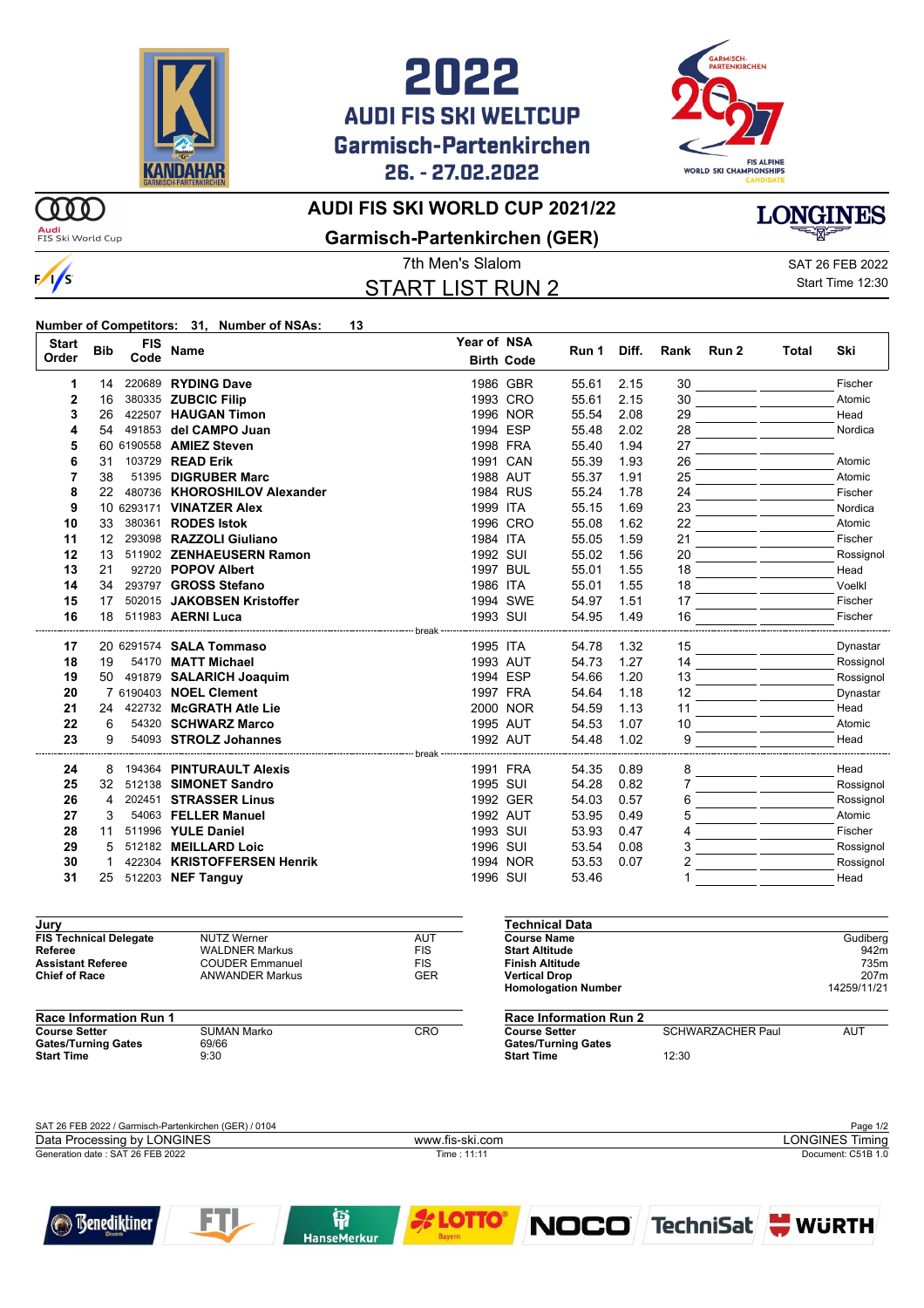# 2022 AUDI FIS SKI WELTCUP Garmisch-Partenkirchen 26. - 27.02.2022

## AUDI FIS SKI WORLD CUP 2021/22

## Garmisch-Partenkirchen (GER)

7th Men's Slalom

SAT 26 FEB 2022

## START LIST RUN 2

Start Time 12:30

**Number of Competitors: 31, Number of NSAs: 13**

| Start Order | Bib | FIS Code | Name | Year of Birth | NSA Code | Run 1 | Diff. | Rank | Run 2 | Total | Ski |
|---|---|---|---|---|---|---|---|---|---|---|---|
| 1 | 14 | 220689 | **RYDING Dave** | 1986 | GBR | 55.61 | 2.15 | 30 | | | Fischer |
| 2 | 16 | 380335 | **ZUBCIC Filip** | 1993 | CRO | 55.61 | 2.15 | 30 | | | Atomic |
| 3 | 26 | 422507 | **HAUGAN Timon** | 1996 | NOR | 55.54 | 2.08 | 29 | | | Head |
| 4 | 54 | 491853 | **del CAMPO Juan** | 1994 | ESP | 55.48 | 2.02 | 28 | | | Nordica |
| 5 | 60 | 6190558 | **AMIEZ Steven** | 1998 | FRA | 55.40 | 1.94 | 27 | | | |
| 6 | 31 | 103729 | **READ Erik** | 1991 | CAN | 55.39 | 1.93 | 26 | | | Atomic |
| 7 | 38 | 51395 | **DIGRUBER Marc** | 1988 | AUT | 55.37 | 1.91 | 25 | | | Atomic |
| 8 | 22 | 480736 | **KHOROSHILOV Alexander** | 1984 | RUS | 55.24 | 1.78 | 24 | | | Fischer |
| 9 | 10 | 6293171 | **VINATZER Alex** | 1999 | ITA | 55.15 | 1.69 | 23 | | | Nordica |
| 10 | 33 | 380361 | **RODES Istok** | 1996 | CRO | 55.08 | 1.62 | 22 | | | Atomic |
| 11 | 12 | 293098 | **RAZZOLI Giuliano** | 1984 | ITA | 55.05 | 1.59 | 21 | | | Fischer |
| 12 | 13 | 511902 | **ZENHAEUSERN Ramon** | 1992 | SUI | 55.02 | 1.56 | 20 | | | Rossignol |
| 13 | 21 | 92720 | **POPOV Albert** | 1997 | BUL | 55.01 | 1.55 | 18 | | | Head |
| 14 | 34 | 293797 | **GROSS Stefano** | 1986 | ITA | 55.01 | 1.55 | 18 | | | Voelkl |
| 15 | 17 | 502015 | **JAKOBSEN Kristoffer** | 1994 | SWE | 54.97 | 1.51 | 17 | | | Fischer |
| 16 | 18 | 511983 | **AERNI Luca** | 1993 | SUI | 54.95 | 1.49 | 16 | | | Fischer |
| | | | break | | | | | | | | |
| 17 | 20 | 6291574 | **SALA Tommaso** | 1995 | ITA | 54.78 | 1.32 | 15 | | | Dynastar |
| 18 | 19 | 54170 | **MATT Michael** | 1993 | AUT | 54.73 | 1.27 | 14 | | | Rossignol |
| 19 | 50 | 491879 | **SALARICH Joaquim** | 1994 | ESP | 54.66 | 1.20 | 13 | | | Rossignol |
| 20 | 7 | 6190403 | **NOEL Clement** | 1997 | FRA | 54.64 | 1.18 | 12 | | | Dynastar |
| 21 | 24 | 422732 | **McGRATH Atle Lie** | 2000 | NOR | 54.59 | 1.13 | 11 | | | Head |
| 22 | 6 | 54320 | **SCHWARZ Marco** | 1995 | AUT | 54.53 | 1.07 | 10 | | | Atomic |
| 23 | 9 | 54093 | **STROLZ Johannes** | 1992 | AUT | 54.48 | 1.02 | 9 | | | Head |
| | | | break | | | | | | | | |
| 24 | 8 | 194364 | **PINTURAULT Alexis** | 1991 | FRA | 54.35 | 0.89 | 8 | | | Head |
| 25 | 32 | 512138 | **SIMONET Sandro** | 1995 | SUI | 54.28 | 0.82 | 7 | | | Rossignol |
| 26 | 4 | 202451 | **STRASSER Linus** | 1992 | GER | 54.03 | 0.57 | 6 | | | Rossignol |
| 27 | 3 | 54063 | **FELLER Manuel** | 1992 | AUT | 53.95 | 0.49 | 5 | | | Atomic |
| 28 | 11 | 511996 | **YULE Daniel** | 1993 | SUI | 53.93 | 0.47 | 4 | | | Fischer |
| 29 | 5 | 512182 | **MEILLARD Loic** | 1996 | SUI | 53.54 | 0.08 | 3 | | | Rossignol |
| 30 | 1 | 422304 | **KRISTOFFERSEN Henrik** | 1994 | NOR | 53.53 | 0.07 | 2 | | | Rossignol |
| 31 | 25 | 512203 | **NEF Tanguy** | 1996 | SUI | 53.46 | | 1 | | | Head |

| Jury | | |
|---|---|---|
| **FIS Technical Delegate** | NUTZ Werner | AUT |
| **Referee** | WALDNER Markus | FIS |
| **Assistant Referee** | COUDER Emmanuel | FIS |
| **Chief of Race** | ANWANDER Markus | GER |

| Technical Data | |
|---|---|
| **Course Name** | Gudiberg |
| **Start Altitude** | 942m |
| **Finish Altitude** | 735m |
| **Vertical Drop** | 207m |
| **Homologation Number** | 14259/11/21 |

| Race Information Run 1 | | |
|---|---|---|
| **Course Setter** | SUMAN Marko | CRO |
| **Gates/Turning Gates** | 69/66 | |
| **Start Time** | 9:30 | |

| Race Information Run 2 | | |
|---|---|---|
| **Course Setter** | SCHWARZACHER Paul | AUT |
| **Gates/Turning Gates** | | |
| **Start Time** | 12:30 | |

SAT 26 FEB 2022 / Garmisch-Partenkirchen (GER) / 0104

Data Processing by LONGINES — www.fis-ski.com — LONGINES Timing

Generation date : SAT 26 FEB 2022 — Time : 11:11 — Document: C51B 1.0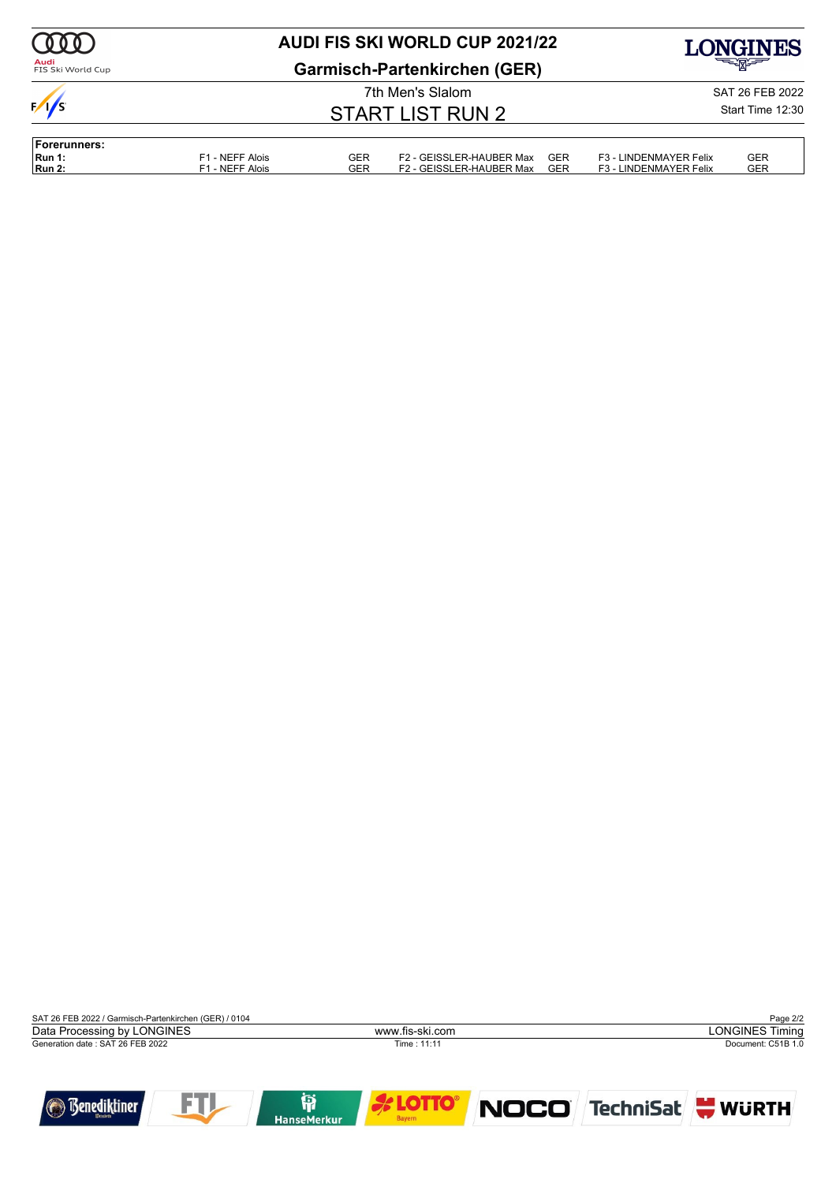# AUDI FIS SKI WORLD CUP 2021/22

## Garmisch-Partenkirchen (GER)

7th Men's Slalom

SAT 26 FEB 2022

## START LIST RUN 2

Start Time 12:30

| Forerunners: | | | | | | |
|---|---|---|---|---|---|---|
| **Run 1:** | F1 - NEFF Alois | GER | F2 - GEISSLER-HAUBER Max | GER | F3 - LINDENMAYER Felix | GER |
| **Run 2:** | F1 - NEFF Alois | GER | F2 - GEISSLER-HAUBER Max | GER | F3 - LINDENMAYER Felix | GER |

SAT 26 FEB 2022 / Garmisch-Partenkirchen (GER) / 0104

Data Processing by LONGINES | www.fis-ski.com | LONGINES Timing

Generation date : SAT 26 FEB 2022 | Time : 11:11 | Document: C51B 1.0